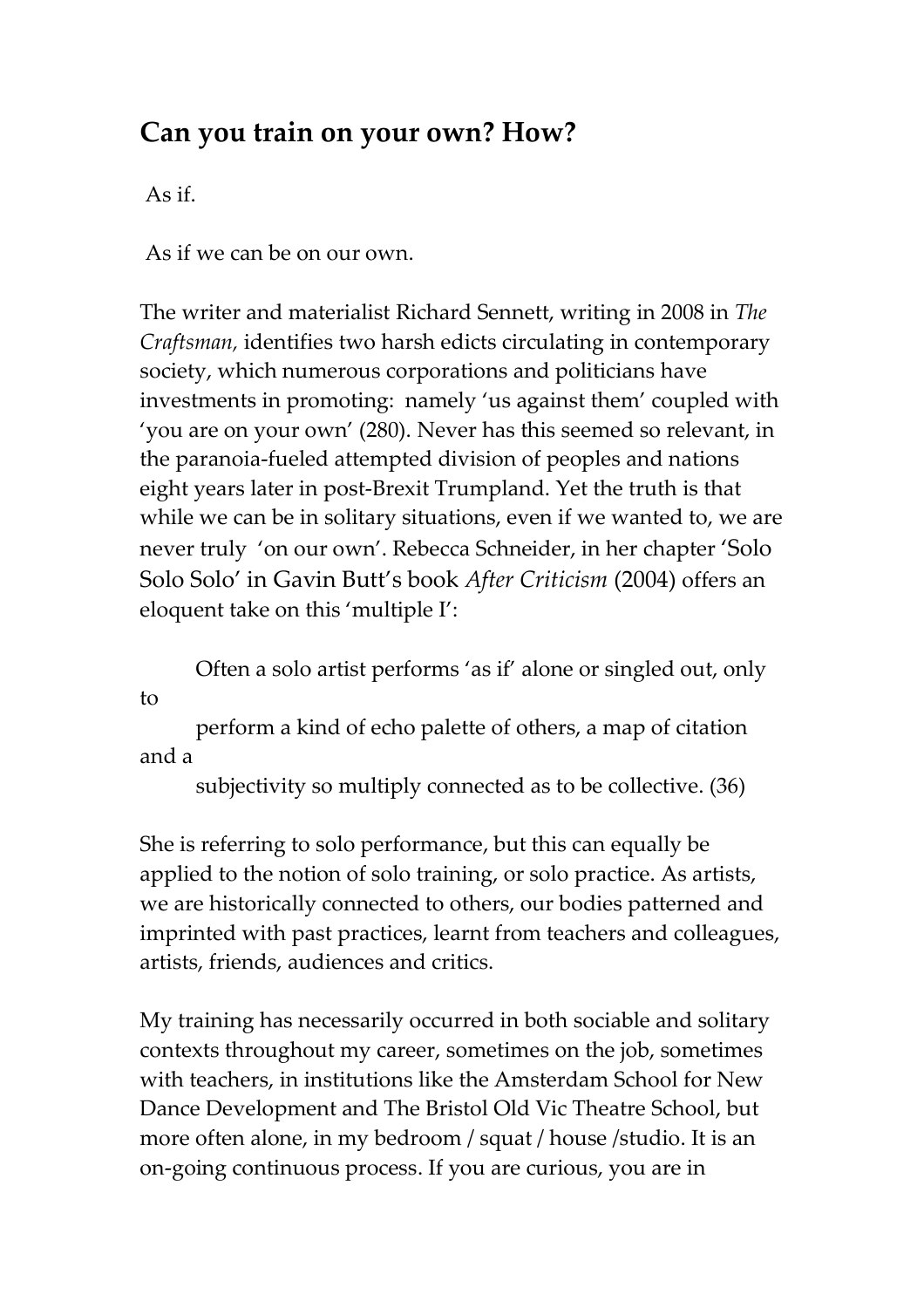## Can you train on your own? How?

As if.

As if we can be on our own.

The writer and materialist Richard Sennett, writing in 2008 in *The Craftsman,* identifies two harsh edicts circulating in contemporary society, which numerous corporations and politicians have investments in promoting: namely 'us against them' coupled with 'you are on your own' (280). Never has this seemed so relevant, in the paranoia-fueled attempted division of peoples and nations eight years later in post-Brexit Trumpland. Yet the truth is that while we can be in solitary situations, even if we wanted to, we are never truly 'on our own'. Rebecca Schneider, in her chapter 'Solo Solo Solo' in Gavin Butt's book *After Criticism* (2004) offers an eloquent take on this 'multiple I':

> Often a solo artist performs 'as if' alone or singled out, only to
> perform a kind of echo palette of others, a map of citation and a
> subjectivity so multiply connected as to be collective. (36)

She is referring to solo performance, but this can equally be applied to the notion of solo training, or solo practice. As artists, we are historically connected to others, our bodies patterned and imprinted with past practices, learnt from teachers and colleagues, artists, friends, audiences and critics.

My training has necessarily occurred in both sociable and solitary contexts throughout my career, sometimes on the job, sometimes with teachers, in institutions like the Amsterdam School for New Dance Development and The Bristol Old Vic Theatre School, but more often alone, in my bedroom / squat / house /studio. It is an on-going continuous process. If you are curious, you are in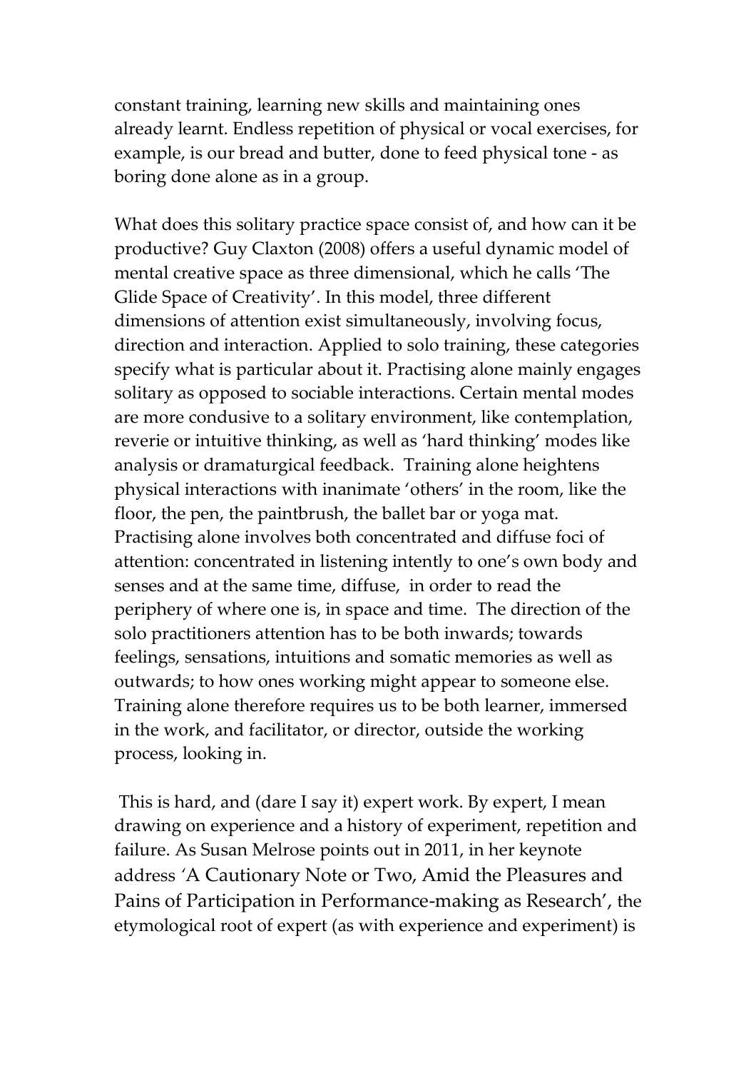constant training, learning new skills and maintaining ones already learnt. Endless repetition of physical or vocal exercises, for example, is our bread and butter, done to feed physical tone - as boring done alone as in a group.

What does this solitary practice space consist of, and how can it be productive? Guy Claxton (2008) offers a useful dynamic model of mental creative space as three dimensional, which he calls 'The Glide Space of Creativity'. In this model, three different dimensions of attention exist simultaneously, involving focus, direction and interaction. Applied to solo training, these categories specify what is particular about it. Practising alone mainly engages solitary as opposed to sociable interactions. Certain mental modes are more condusive to a solitary environment, like contemplation, reverie or intuitive thinking, as well as 'hard thinking' modes like analysis or dramaturgical feedback. Training alone heightens physical interactions with inanimate 'others' in the room, like the floor, the pen, the paintbrush, the ballet bar or yoga mat. Practising alone involves both concentrated and diffuse foci of attention: concentrated in listening intently to one's own body and senses and at the same time, diffuse, in order to read the periphery of where one is, in space and time. The direction of the solo practitioners attention has to be both inwards; towards feelings, sensations, intuitions and somatic memories as well as outwards; to how ones working might appear to someone else. Training alone therefore requires us to be both learner, immersed in the work, and facilitator, or director, outside the working process, looking in.

This is hard, and (dare I say it) expert work. By expert, I mean drawing on experience and a history of experiment, repetition and failure. As Susan Melrose points out in 2011, in her keynote address 'A Cautionary Note or Two, Amid the Pleasures and Pains of Participation in Performance-making as Research', the etymological root of expert (as with experience and experiment) is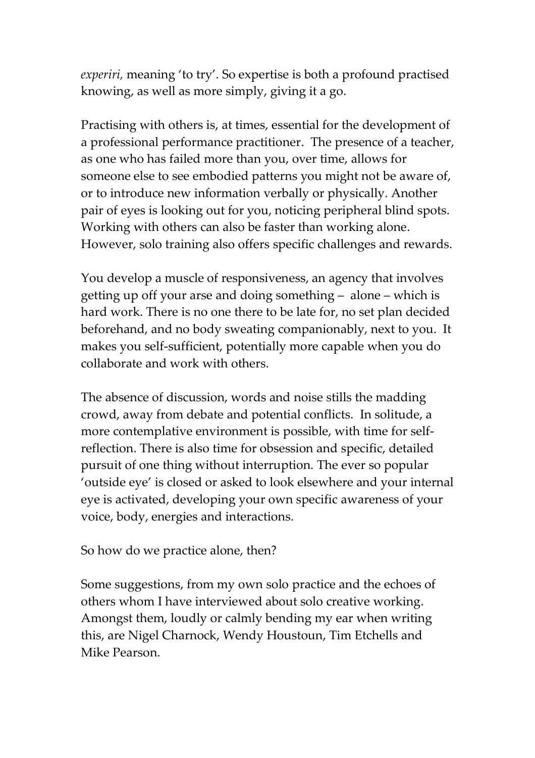*experiri*, meaning 'to try'. So expertise is both a profound practised knowing, as well as more simply, giving it a go.

Practising with others is, at times, essential for the development of a professional performance practitioner. The presence of a teacher, as one who has failed more than you, over time, allows for someone else to see embodied patterns you might not be aware of, or to introduce new information verbally or physically. Another pair of eyes is looking out for you, noticing peripheral blind spots. Working with others can also be faster than working alone. However, solo training also offers specific challenges and rewards.

You develop a muscle of responsiveness, an agency that involves getting up off your arse and doing something – alone – which is hard work. There is no one there to be late for, no set plan decided beforehand, and no body sweating companionably, next to you. It makes you self-sufficient, potentially more capable when you do collaborate and work with others.

The absence of discussion, words and noise stills the madding crowd, away from debate and potential conflicts. In solitude, a more contemplative environment is possible, with time for self-reflection. There is also time for obsession and specific, detailed pursuit of one thing without interruption. The ever so popular 'outside eye' is closed or asked to look elsewhere and your internal eye is activated, developing your own specific awareness of your voice, body, energies and interactions.

So how do we practice alone, then?

Some suggestions, from my own solo practice and the echoes of others whom I have interviewed about solo creative working. Amongst them, loudly or calmly bending my ear when writing this, are Nigel Charnock, Wendy Houstoun, Tim Etchells and Mike Pearson.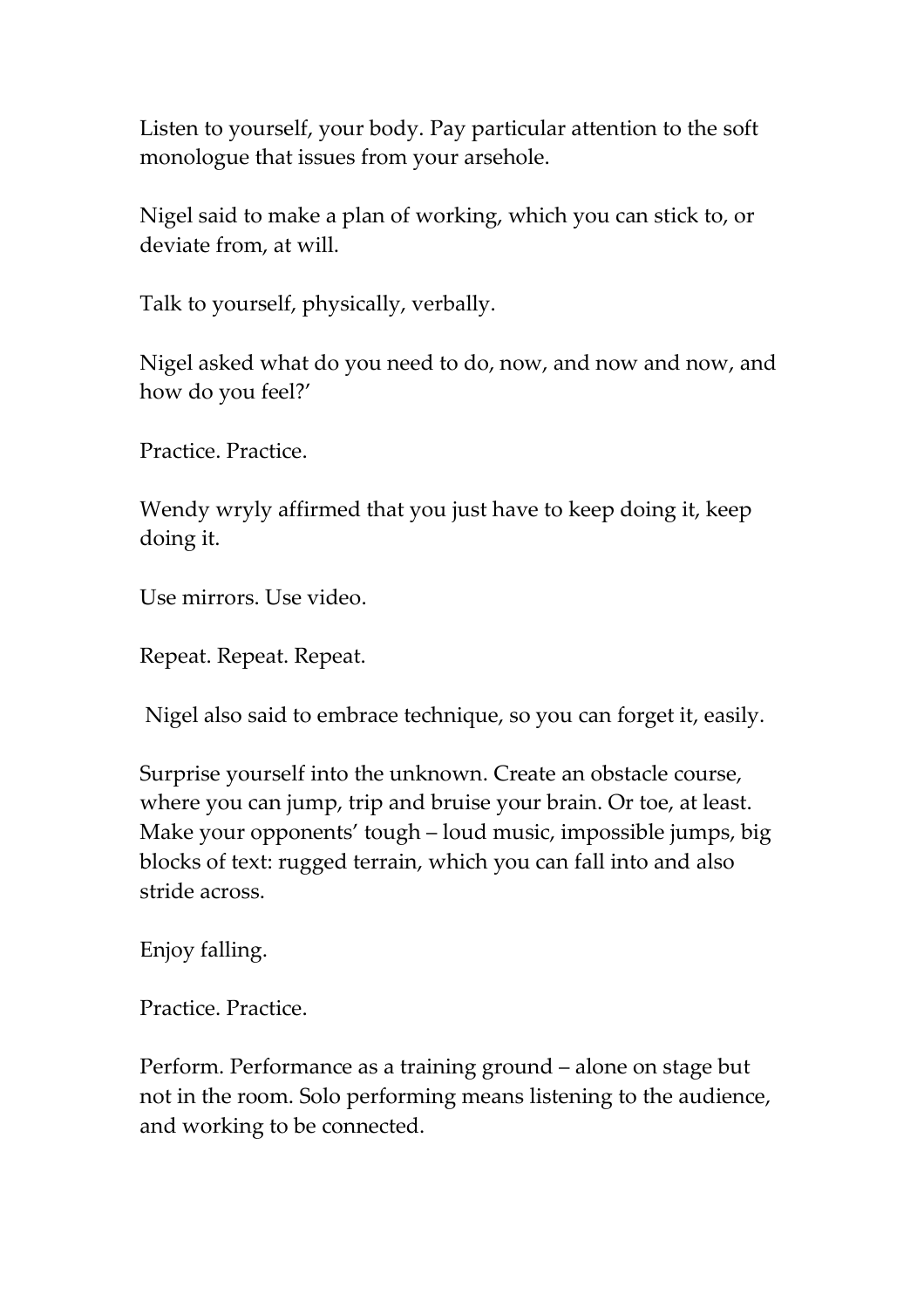Listen to yourself, your body. Pay particular attention to the soft monologue that issues from your arsehole.

Nigel said to make a plan of working, which you can stick to, or deviate from, at will.

Talk to yourself, physically, verbally.

Nigel asked what do you need to do, now, and now and now, and how do you feel?'

Practice. Practice.

Wendy wryly affirmed that you just have to keep doing it, keep doing it.

Use mirrors. Use video.

Repeat. Repeat. Repeat.

Nigel also said to embrace technique, so you can forget it, easily.

Surprise yourself into the unknown. Create an obstacle course, where you can jump, trip and bruise your brain. Or toe, at least. Make your opponents' tough – loud music, impossible jumps, big blocks of text: rugged terrain, which you can fall into and also stride across.

Enjoy falling.

Practice. Practice.

Perform. Performance as a training ground – alone on stage but not in the room. Solo performing means listening to the audience, and working to be connected.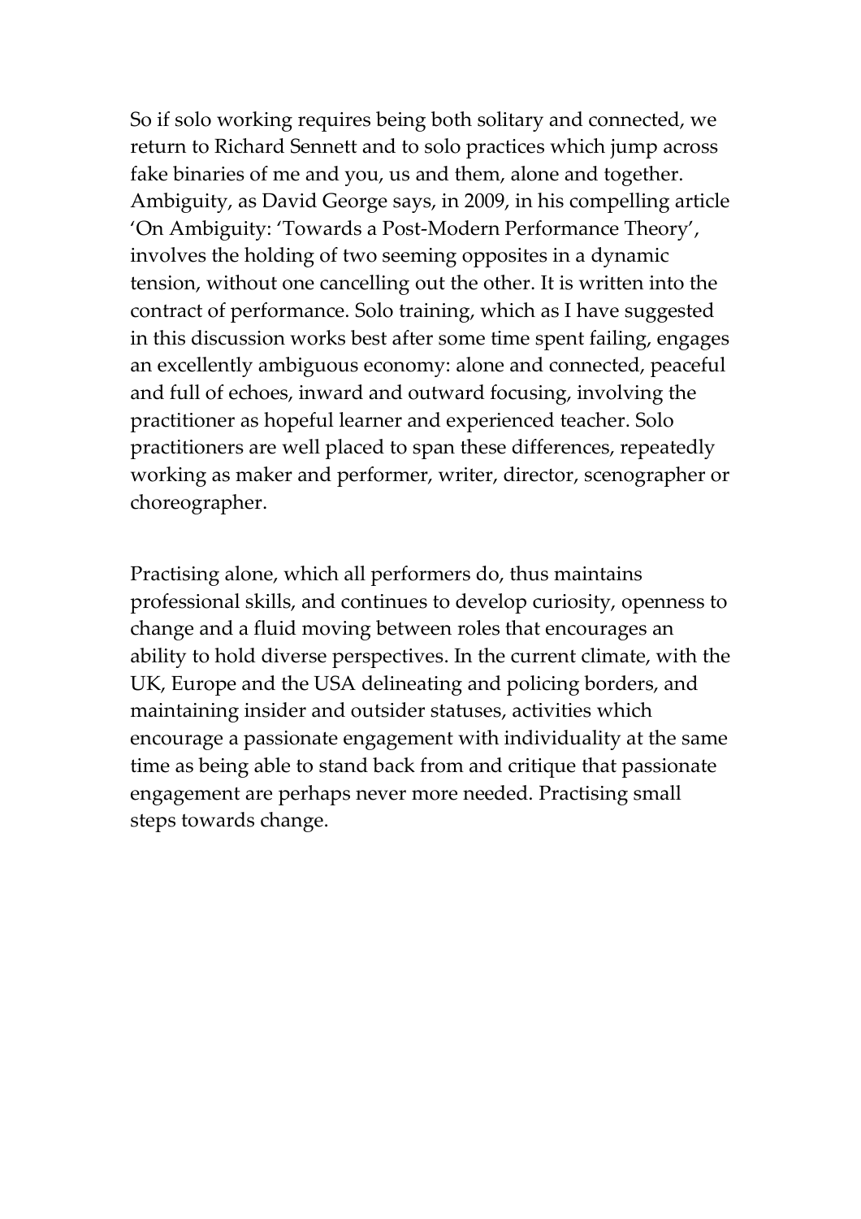So if solo working requires being both solitary and connected, we return to Richard Sennett and to solo practices which jump across fake binaries of me and you, us and them, alone and together. Ambiguity, as David George says, in 2009, in his compelling article 'On Ambiguity: 'Towards a Post-Modern Performance Theory', involves the holding of two seeming opposites in a dynamic tension, without one cancelling out the other. It is written into the contract of performance. Solo training, which as I have suggested in this discussion works best after some time spent failing, engages an excellently ambiguous economy: alone and connected, peaceful and full of echoes, inward and outward focusing, involving the practitioner as hopeful learner and experienced teacher. Solo practitioners are well placed to span these differences, repeatedly working as maker and performer, writer, director, scenographer or choreographer.

Practising alone, which all performers do, thus maintains professional skills, and continues to develop curiosity, openness to change and a fluid moving between roles that encourages an ability to hold diverse perspectives. In the current climate, with the UK, Europe and the USA delineating and policing borders, and maintaining insider and outsider statuses, activities which encourage a passionate engagement with individuality at the same time as being able to stand back from and critique that passionate engagement are perhaps never more needed. Practising small steps towards change.